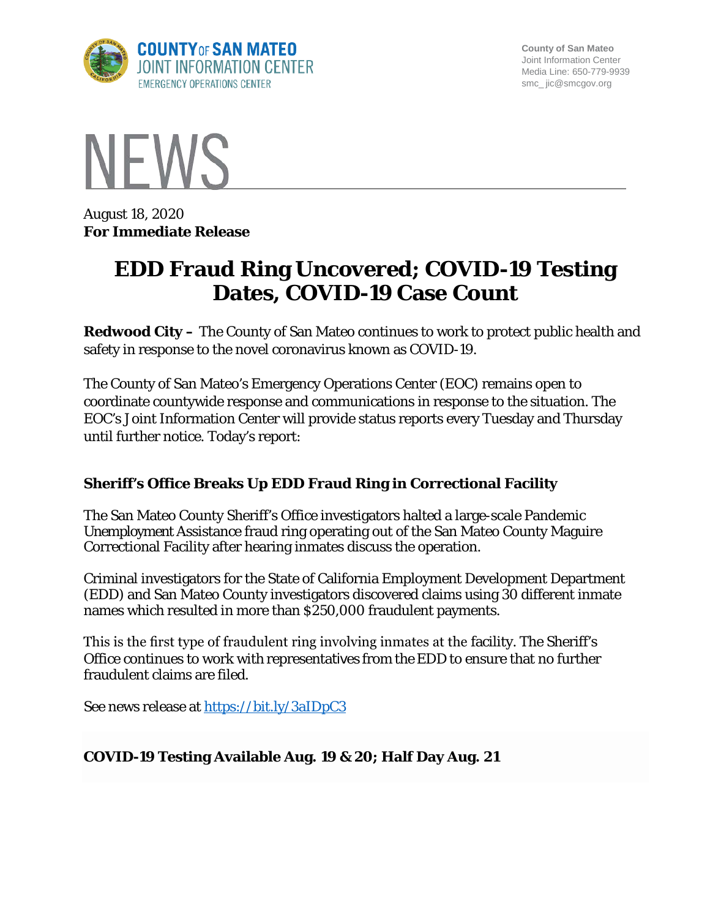COUNTY OF SAN MATEO
JOINT INFORMATION CENTER
EMERGENCY OPERATIONS CENTER

County of San Mateo
Joint Information Center
Media Line: 650-779-9939
smc_ jic@smcgov.org

# NEWS

August 18, 2020
**For Immediate Release**

# EDD Fraud Ring Uncovered; COVID-19 Testing Dates, COVID-19 Case Count

**Redwood City –** The County of San Mateo continues to work to protect public health and safety in response to the novel coronavirus known as COVID-19.

The County of San Mateo's Emergency Operations Center (EOC) remains open to coordinate countywide response and communications in response to the situation. The EOC's Joint Information Center will provide status reports every Tuesday and Thursday until further notice. Today's report:

### Sheriff's Office Breaks Up EDD Fraud Ring in Correctional Facility

The San Mateo County Sheriff's Office investigators halted a large-scale Pandemic Unemployment Assistance fraud ring operating out of the San Mateo County Maguire Correctional Facility after hearing inmates discuss the operation.

Criminal investigators for the State of California Employment Development Department (EDD) and San Mateo County investigators discovered claims using 30 different inmate names which resulted in more than $250,000 fraudulent payments.

This is the first type of fraudulent ring involving inmates at the facility. The Sheriff's Office continues to work with representatives from the EDD to ensure that no further fraudulent claims are filed.

See news release at https://bit.ly/3aIDpC3

### COVID-19 Testing Available Aug. 19 & 20; Half Day Aug. 21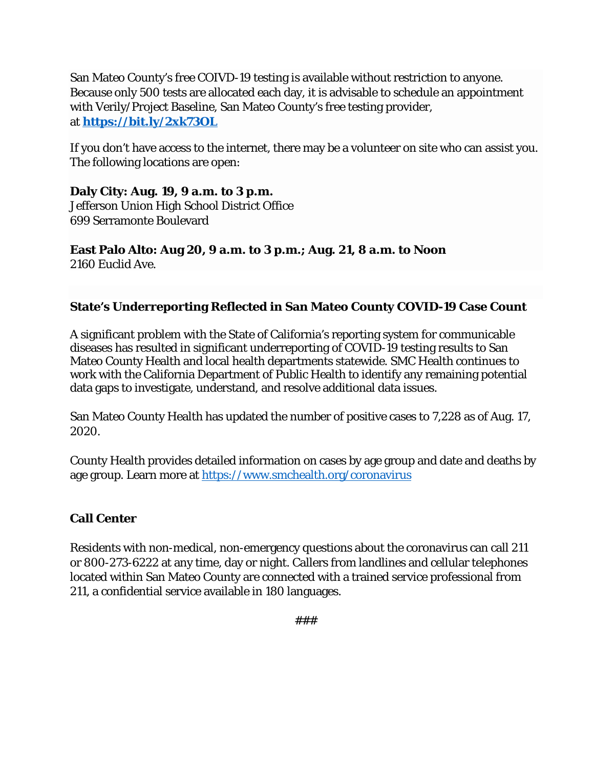San Mateo County's free COIVD-19 testing is available without restriction to anyone. Because only 500 tests are allocated each day, it is advisable to schedule an appointment with Verily/Project Baseline, San Mateo County's free testing provider, at **https://bit.ly/2xk73OL**

If you don't have access to the internet, there may be a volunteer on site who can assist you. The following locations are open:

**Daly City: Aug. 19, 9 a.m. to 3 p.m.**
Jefferson Union High School District Office
699 Serramonte Boulevard

**East Palo Alto: Aug 20, 9 a.m. to 3 p.m.; Aug. 21, 8 a.m. to Noon**
2160 Euclid Ave.

**State's Underreporting Reflected in San Mateo County COVID-19 Case Count**

A significant problem with the State of California's reporting system for communicable diseases has resulted in significant underreporting of COVID-19 testing results to San Mateo County Health and local health departments statewide. SMC Health continues to work with the California Department of Public Health to identify any remaining potential data gaps to investigate, understand, and resolve additional data issues.

San Mateo County Health has updated the number of positive cases to 7,228 as of Aug. 17, 2020.

County Health provides detailed information on cases by age group and date and deaths by age group. Learn more at https://www.smchealth.org/coronavirus

**Call Center**

Residents with non-medical, non-emergency questions about the coronavirus can call 211 or 800-273-6222 at any time, day or night. Callers from landlines and cellular telephones located within San Mateo County are connected with a trained service professional from 211, a confidential service available in 180 languages.

###